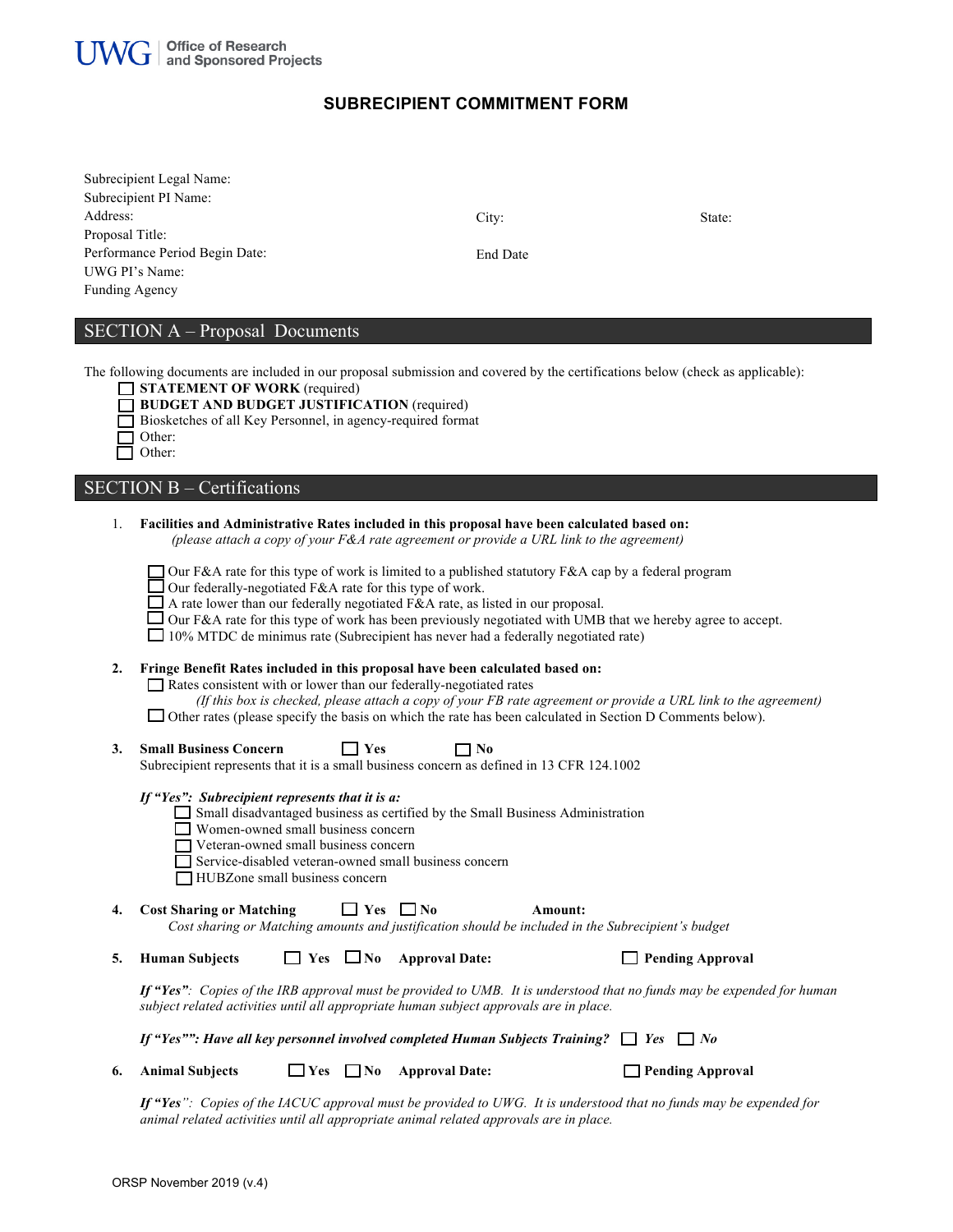UWG | Office of Research and Sponsored Projects

# SUBRECIPIENT COMMITMENT FORM

Subrecipient Legal Name:
Subrecipient PI Name:
Address: City: State:
Proposal Title:
Performance Period Begin Date: End Date
UWG PI's Name:
Funding Agency

## SECTION A – Proposal Documents

The following documents are included in our proposal submission and covered by the certifications below (check as applicable):

- ☐ **STATEMENT OF WORK** (required)
- ☐ **BUDGET AND BUDGET JUSTIFICATION** (required)
- ☐ Biosketches of all Key Personnel, in agency-required format
- ☐ Other:
- ☐ Other:

## SECTION B – Certifications

1. **Facilities and Administrative Rates included in this proposal have been calculated based on:**
   *(please attach a copy of your F&A rate agreement or provide a URL link to the agreement)*

   - ☐ Our F&A rate for this type of work is limited to a published statutory F&A cap by a federal program
   - ☐ Our federally-negotiated F&A rate for this type of work.
   - ☐ A rate lower than our federally negotiated F&A rate, as listed in our proposal.
   - ☐ Our F&A rate for this type of work has been previously negotiated with UMB that we hereby agree to accept.
   - ☐ 10% MTDC de minimus rate (Subrecipient has never had a federally negotiated rate)

2. **Fringe Benefit Rates included in this proposal have been calculated based on:**
   - ☐ Rates consistent with or lower than our federally-negotiated rates
     *(If this box is checked, please attach a copy of your FB rate agreement or provide a URL link to the agreement)*
   - ☐ Other rates (please specify the basis on which the rate has been calculated in Section D Comments below).

3. **Small Business Concern** ☐ **Yes** ☐ **No**
   Subrecipient represents that it is a small business concern as defined in 13 CFR 124.1002

   ***If "Yes": Subrecipient represents that it is a:***
   - ☐ Small disadvantaged business as certified by the Small Business Administration
   - ☐ Women-owned small business concern
   - ☐ Veteran-owned small business concern
   - ☐ Service-disabled veteran-owned small business concern
   - ☐ HUBZone small business concern

4. **Cost Sharing or Matching** ☐ **Yes** ☐ **No** **Amount:**
   *Cost sharing or Matching amounts and justification should be included in the Subrecipient's budget*

5. **Human Subjects** ☐ **Yes** ☐ **No** **Approval Date:** ☐ **Pending Approval**

   ***If "Yes"**: Copies of the IRB approval must be provided to UMB. It is understood that no funds may be expended for human subject related activities until all appropriate human subject approvals are in place.*

   ***If "Yes"": Have all key personnel involved completed Human Subjects Training?*** ☐ ***Yes*** ☐ ***No***

6. **Animal Subjects** ☐ **Yes** ☐ **No** **Approval Date:** ☐ **Pending Approval**

   ***If "Yes"**: Copies of the IACUC approval must be provided to UWG. It is understood that no funds may be expended for animal related activities until all appropriate animal related approvals are in place.*

ORSP November 2019 (v.4)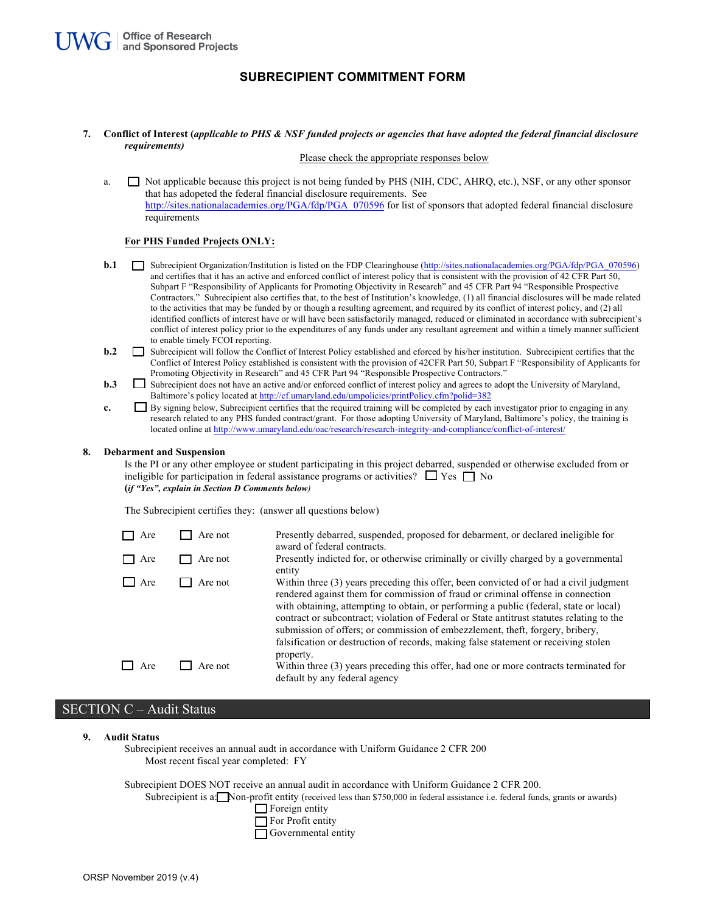# SUBRECIPIENT COMMITMENT FORM

**7. Conflict of Interest (*applicable to PHS & NSF funded projects or agencies that have adopted the federal financial disclosure requirements)***

Please check the appropriate responses below

a. ☐ Not applicable because this project is not being funded by PHS (NIH, CDC, AHRQ, etc.), NSF, or any other sponsor that has adopeted the federal financial disclosure requirements. See http://sites.nationalacademies.org/PGA/fdp/PGA_070596 for list of sponsors that adopted federal financial disclosure requirements

**For PHS Funded Projects ONLY:**

**b.1** ☐ Subrecipient Organization/Institution is listed on the FDP Clearinghouse (http://sites.nationalacademies.org/PGA/fdp/PGA_070596) and certifies that it has an active and enforced conflict of interest policy that is consistent with the provision of 42 CFR Part 50, Subpart F "Responsibility of Applicants for Promoting Objectivity in Research" and 45 CFR Part 94 "Responsible Prospective Contractors." Subrecipient also certifies that, to the best of Institution's knowledge, (1) all financial disclosures will be made related to the activities that may be funded by or though a resulting agreement, and required by its conflict of interest policy, and (2) all identified conflicts of interest have or will have been satisfactorily managed, reduced or eliminated in accordance with subrecipient's conflict of interest policy prior to the expenditures of any funds under any resultant agreement and within a timely manner sufficient to enable timely FCOI reporting.

**b.2** ☐ Subrecipient will follow the Conflict of Interest Policy established and eforced by his/her institution. Subrecipient certifies that the Conflict of Interest Policy established is consistent with the provision of 42CFR Part 50, Subpart F "Responsibility of Applicants for Promoting Objectivity in Research" and 45 CFR Part 94 "Responsible Prospective Contractors."

**b.3** ☐ Subrecipient does not have an active and/or enforced conflict of interest policy and agrees to adopt the University of Maryland, Baltimore's policy located at http://cf.umaryland.edu/umpolicies/printPolicy.cfm?polid=382

**c.** ☐ By signing below, Subrecipient certifies that the required training will be completed by each investigator prior to engaging in any research related to any PHS funded contract/grant. For those adopting University of Maryland, Baltimore's policy, the training is located online at http://www.umaryland.edu/oac/research/research-integrity-and-compliance/conflict-of-interest/

**8. Debarment and Suspension**

Is the PI or any other employee or student participating in this project debarred, suspended or otherwise excluded from or ineligible for participation in federal assistance programs or activities? ☐ Yes ☐ No
**(*if "Yes", explain in Section D Comments below)***

The Subrecipient certifies they: (answer all questions below)

| | | |
|---|---|---|
| ☐ Are | ☐ Are not | Presently debarred, suspended, proposed for debarment, or declared ineligible for award of federal contracts. |
| ☐ Are | ☐ Are not | Presently indicted for, or otherwise criminally or civilly charged by a governmental entity |
| ☐ Are | ☐ Are not | Within three (3) years preceding this offer, been convicted of or had a civil judgment rendered against them for commission of fraud or criminal offense in connection with obtaining, attempting to obtain, or performing a public (federal, state or local) contract or subcontract; violation of Federal or State antitrust statutes relating to the submission of offers; or commission of embezzlement, theft, forgery, bribery, falsification or destruction of records, making false statement or receiving stolen property. |
| ☐ Are | ☐ Are not | Within three (3) years preceding this offer, had one or more contracts terminated for default by any federal agency |

## SECTION C – Audit Status

**9. Audit Status**

Subrecipient receives an annual audt in accordance with Uniform Guidance 2 CFR 200
Most recent fiscal year completed: FY

Subrecipient DOES NOT receive an annual audit in accordance with Uniform Guidance 2 CFR 200.
Subrecipient is a: ☐ Non-profit entity (received less than $750,000 in federal assistance i.e. federal funds, grants or awards)
☐ Foreign entity
☐ For Profit entity
☐ Governmental entity

ORSP November 2019 (v.4)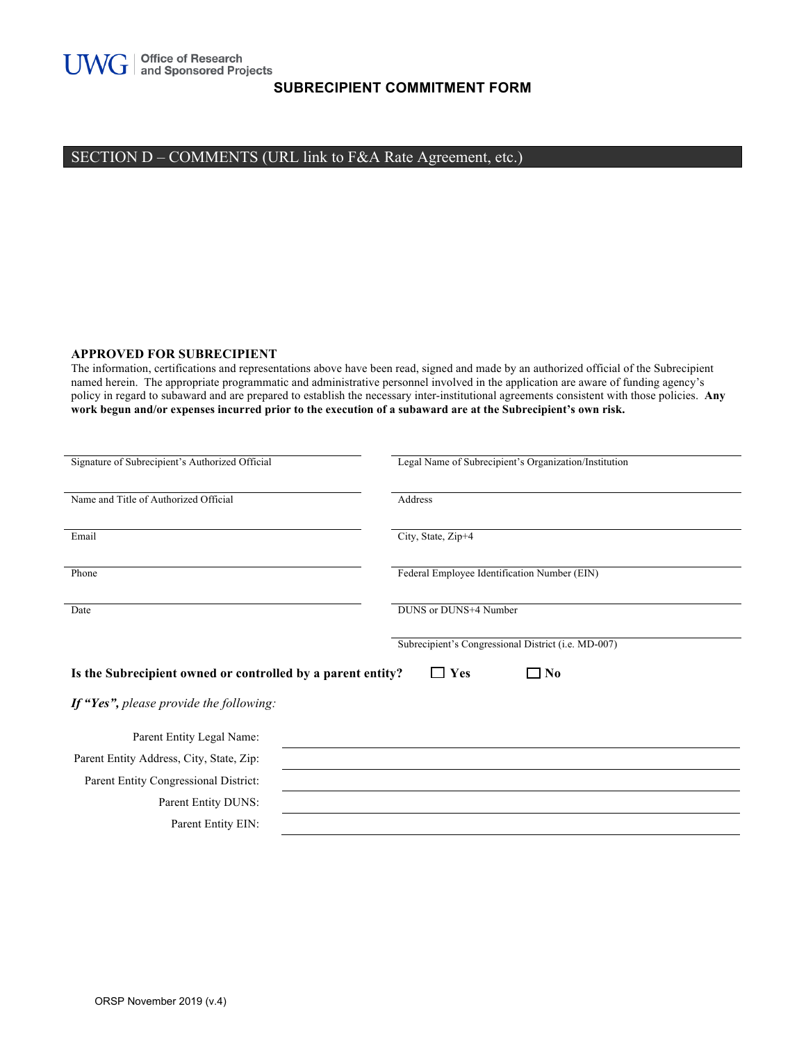UWG | Office of Research and Sponsored Projects

# SUBRECIPIENT COMMITMENT FORM

## SECTION D – COMMENTS (URL link to F&A Rate Agreement, etc.)

**APPROVED FOR SUBRECIPIENT**

The information, certifications and representations above have been read, signed and made by an authorized official of the Subrecipient named herein. The appropriate programmatic and administrative personnel involved in the application are aware of funding agency's policy in regard to subaward and are prepared to establish the necessary inter-institutional agreements consistent with those policies. **Any work begun and/or expenses incurred prior to the execution of a subaward are at the Subrecipient's own risk.**

| | |
|---|---|
| Signature of Subrecipient's Authorized Official | Legal Name of Subrecipient's Organization/Institution |
| Name and Title of Authorized Official | Address |
| Email | City, State, Zip+4 |
| Phone | Federal Employee Identification Number (EIN) |
| Date | DUNS or DUNS+4 Number |
| | Subrecipient's Congressional District (i.e. MD-007) |

**Is the Subrecipient owned or controlled by a parent entity?** ☐ **Yes** ☐ **No**

***If "Yes",*** *please provide the following:*

Parent Entity Legal Name: \_\_\_\_\_\_\_\_\_\_\_\_\_\_\_\_\_\_\_\_

Parent Entity Address, City, State, Zip: \_\_\_\_\_\_\_\_\_\_\_\_\_\_\_\_\_\_\_\_

Parent Entity Congressional District: \_\_\_\_\_\_\_\_\_\_\_\_\_\_\_\_\_\_\_\_

Parent Entity DUNS: \_\_\_\_\_\_\_\_\_\_\_\_\_\_\_\_\_\_\_\_

Parent Entity EIN: \_\_\_\_\_\_\_\_\_\_\_\_\_\_\_\_\_\_\_\_

ORSP November 2019 (v.4)